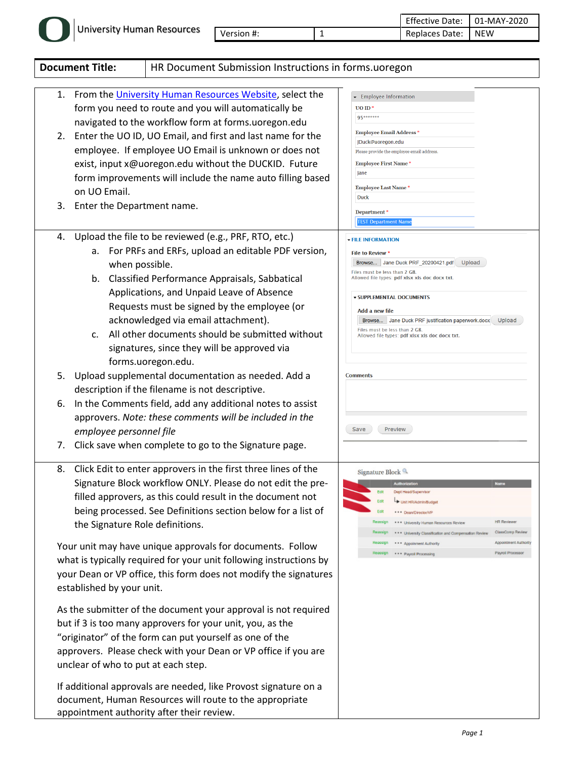University Human Resources

| Version #: | 1 | Effective Date: | 01-MAY-2020 |
|---|---|---|---|
| | | Replaces Date: | NEW |

| **Document Title:** | HR Document Submission Instructions in forms.uoregon |
|---|---|

1. From the University Human Resources Website, select the form you need to route and you will automatically be navigated to the workflow form at forms.uoregon.edu
2. Enter the UO ID, UO Email, and first and last name for the employee. If employee UO Email is unknown or does not exist, input x@uoregon.edu without the DUCKID. Future form improvements will include the name auto filling based on UO Email.
3. Enter the Department name.

Employee Information

UO ID *
95*******

Employee Email Address *
JDuck@uoregon.edu
Please provide the employee email address.

Employee First Name *
Jane

Employee Last Name *
Duck

Department *
TEST Department Name

4. Upload the file to be reviewed (e.g., PRF, RTO, etc.)
   a. For PRFs and ERFs, upload an editable PDF version, when possible.
   b. Classified Performance Appraisals, Sabbatical Applications, and Unpaid Leave of Absence Requests must be signed by the employee (or acknowledged via email attachment).
   c. All other documents should be submitted without signatures, since they will be approved via forms.uoregon.edu.
5. Upload supplemental documentation as needed. Add a description if the filename is not descriptive.
6. In the Comments field, add any additional notes to assist approvers. *Note: these comments will be included in the employee personnel file*
7. Click save when complete to go to the Signature page.

FILE INFORMATION

File to Review *
Browse... Jane Duck PRF_20200421.pdf Upload
Files must be less than 2 GB.
Allowed file types: pdf xlsx xls doc docx txt.

SUPPLEMENTAL DOCUMENTS

Add a new file
Browse... Jane Duck PRF justification paperwork.docx Upload
Files must be less than 2 GB.
Allowed file types: pdf xlsx xls doc docx txt.

Comments

Save Preview

8. Click Edit to enter approvers in the first three lines of the Signature Block workflow ONLY. Please do not edit the pre-filled approvers, as this could result in the document not being processed. See Definitions section below for a list of the Signature Role definitions.

Your unit may have unique approvals for documents. Follow what is typically required for your unit following instructions by your Dean or VP office, this form does not modify the signatures established by your unit.

As the submitter of the document your approval is not required but if 3 is too many approvers for your unit, you, as the "originator" of the form can put yourself as one of the approvers. Please check with your Dean or VP office if you are unclear of who to put at each step.

If additional approvals are needed, like Provost signature on a document, Human Resources will route to the appropriate appointment authority after their review.

Signature Block

| | Authorization | Name |
|---|---|---|
| Edit | Dept Head/Supervisor | |
| Edit | Unit HR/Admin/Budget | |
| Edit | Dean/Director/VP | |
| Reassign | University Human Resources Review | HR Reviewer |
| Reassign | University Classification and Compensation Review | ClassComp Review |
| Reassign | Appointment Authority | Appointment Authority |
| Reassign | Payroll Processing | Payroll Processor |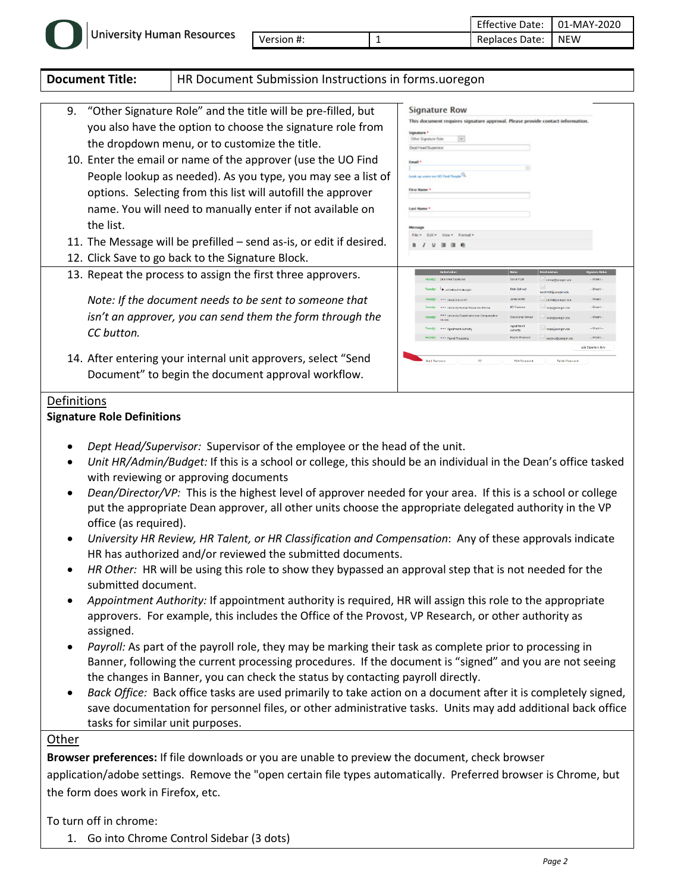**Document Title:** HR Document Submission Instructions in forms.uoregon

9. "Other Signature Role" and the title will be pre-filled, but you also have the option to choose the signature role from the dropdown menu, or to customize the title.
10. Enter the email or name of the approver (use the UO Find People lookup as needed). As you type, you may see a list of options. Selecting from this list will autofill the approver name. You will need to manually enter if not available on the list.
11. The Message will be prefilled – send as-is, or edit if desired.
12. Click Save to go back to the Signature Block.
13. Repeat the process to assign the first three approvers.

    *Note: If the document needs to be sent to someone that isn't an approver, you can send them the form through the CC button.*

14. After entering your internal unit approvers, select "Send Document" to begin the document approval workflow.

## Definitions

**Signature Role Definitions**

- *Dept Head/Supervisor:* Supervisor of the employee or the head of the unit.
- *Unit HR/Admin/Budget:* If this is a school or college, this should be an individual in the Dean's office tasked with reviewing or approving documents
- *Dean/Director/VP:* This is the highest level of approver needed for your area. If this is a school or college put the appropriate Dean approver, all other units choose the appropriate delegated authority in the VP office (as required).
- *University HR Review, HR Talent, or HR Classification and Compensation*: Any of these approvals indicate HR has authorized and/or reviewed the submitted documents.
- *HR Other:* HR will be using this role to show they bypassed an approval step that is not needed for the submitted document.
- *Appointment Authority:* If appointment authority is required, HR will assign this role to the appropriate approvers. For example, this includes the Office of the Provost, VP Research, or other authority as assigned.
- *Payroll:* As part of the payroll role, they may be marking their task as complete prior to processing in Banner, following the current processing procedures. If the document is "signed" and you are not seeing the changes in Banner, you can check the status by contacting payroll directly.
- *Back Office:* Back office tasks are used primarily to take action on a document after it is completely signed, save documentation for personnel files, or other administrative tasks. Units may add additional back office tasks for similar unit purposes.

## Other

**Browser preferences:** If file downloads or you are unable to preview the document, check browser application/adobe settings. Remove the "open certain file types automatically. Preferred browser is Chrome, but the form does work in Firefox, etc.

To turn off in chrome:

1. Go into Chrome Control Sidebar (3 dots)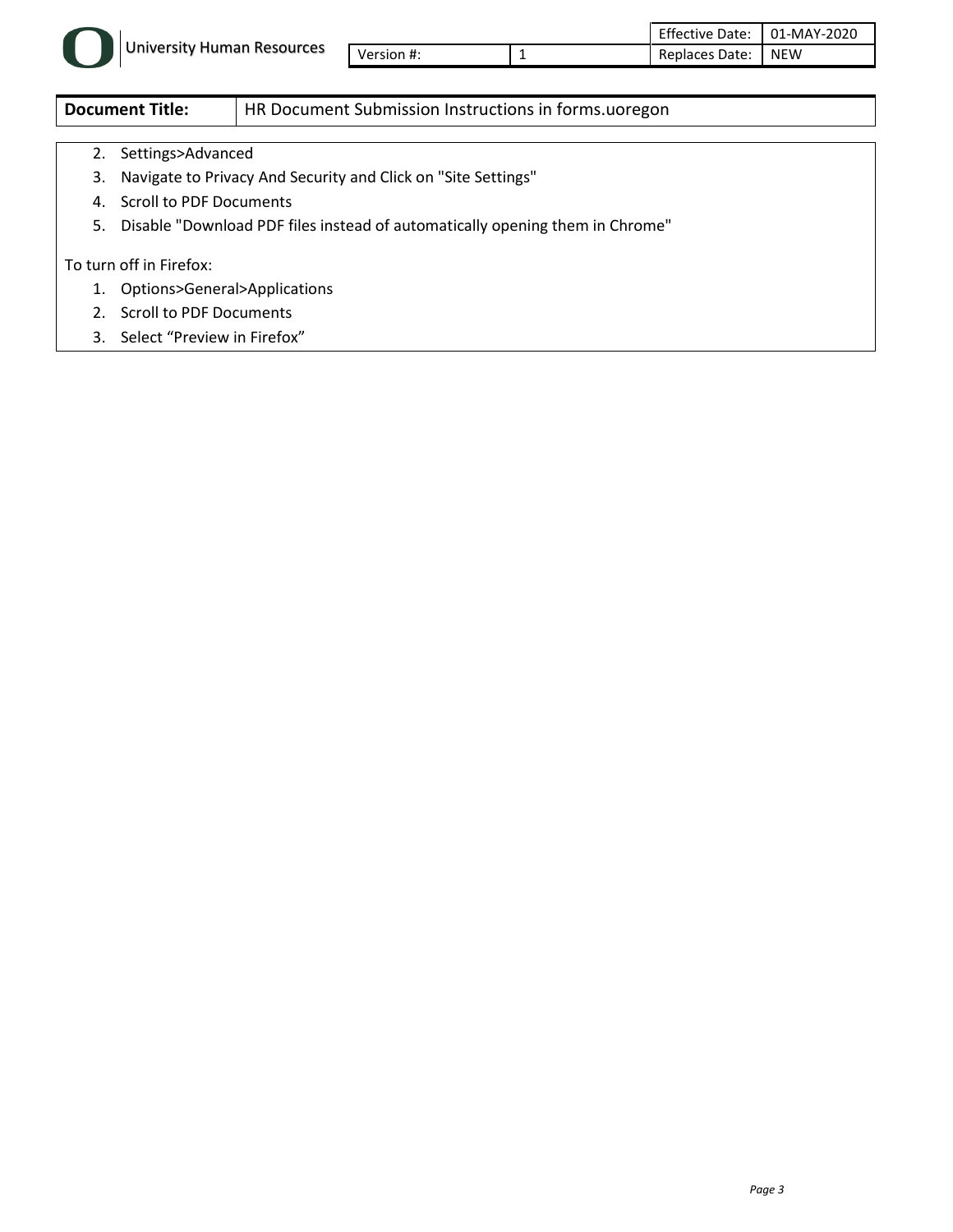2. Settings>Advanced
3. Navigate to Privacy And Security and Click on "Site Settings"
4. Scroll to PDF Documents
5. Disable "Download PDF files instead of automatically opening them in Chrome"

To turn off in Firefox:

1. Options>General>Applications
2. Scroll to PDF Documents
3. Select “Preview in Firefox”